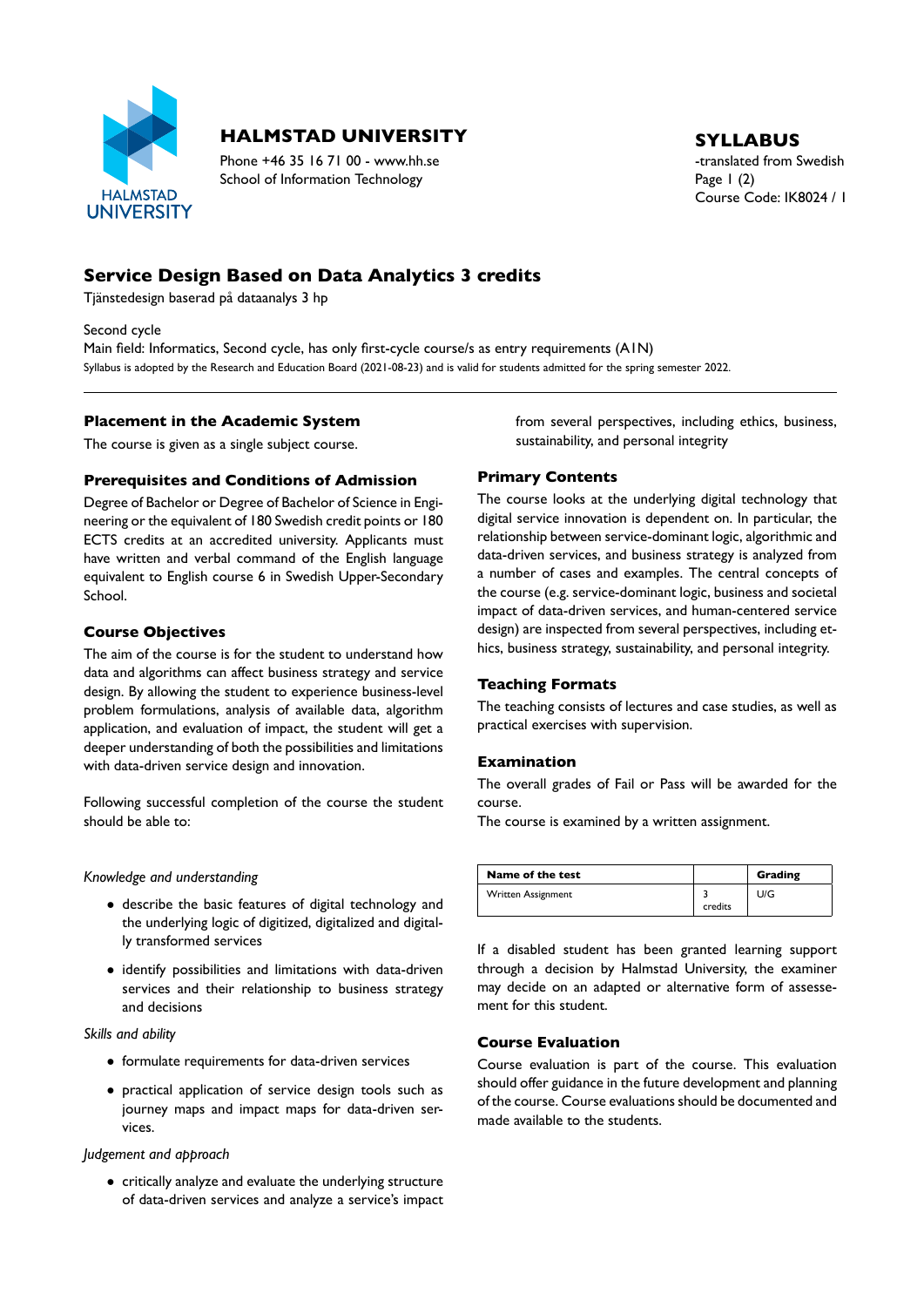**HALMSTAD UNIVERSITY**

Phone +46 35 16 71 00 - www.hh.se
School of Information Technology

**SYLLABUS**
-translated from Swedish
Course Code: IK8024 / 1

# Service Design Based on Data Analytics 3 credits

Tjänstedesign baserad på dataanalys 3 hp

Second cycle
Main field: Informatics, Second cycle, has only first-cycle course/s as entry requirements (A1N)
Syllabus is adopted by the Research and Education Board (2021-08-23) and is valid for students admitted for the spring semester 2022.

## Placement in the Academic System

The course is given as a single subject course.

## Prerequisites and Conditions of Admission

Degree of Bachelor or Degree of Bachelor of Science in Engineering or the equivalent of 180 Swedish credit points or 180 ECTS credits at an accredited university. Applicants must have written and verbal command of the English language equivalent to English course 6 in Swedish Upper-Secondary School.

## Course Objectives

The aim of the course is for the student to understand how data and algorithms can affect business strategy and service design. By allowing the student to experience business-level problem formulations, analysis of available data, algorithm application, and evaluation of impact, the student will get a deeper understanding of both the possibilities and limitations with data-driven service design and innovation.

Following successful completion of the course the student should be able to:

*Knowledge and understanding*

- describe the basic features of digital technology and the underlying logic of digitized, digitalized and digitally transformed services
- identify possibilities and limitations with data-driven services and their relationship to business strategy and decisions

*Skills and ability*

- formulate requirements for data-driven services
- practical application of service design tools such as journey maps and impact maps for data-driven services.

*Judgement and approach*

- critically analyze and evaluate the underlying structure of data-driven services and analyze a service's impact from several perspectives, including ethics, business, sustainability, and personal integrity

## Primary Contents

The course looks at the underlying digital technology that digital service innovation is dependent on. In particular, the relationship between service-dominant logic, algorithmic and data-driven services, and business strategy is analyzed from a number of cases and examples. The central concepts of the course (e.g. service-dominant logic, business and societal impact of data-driven services, and human-centered service design) are inspected from several perspectives, including ethics, business strategy, sustainability, and personal integrity.

## Teaching Formats

The teaching consists of lectures and case studies, as well as practical exercises with supervision.

## Examination

The overall grades of Fail or Pass will be awarded for the course.
The course is examined by a written assignment.

| Name of the test | | Grading |
|---|---|---|
| Written Assignment | 3 credits | U/G |

If a disabled student has been granted learning support through a decision by Halmstad University, the examiner may decide on an adapted or alternative form of assessement for this student.

## Course Evaluation

Course evaluation is part of the course. This evaluation should offer guidance in the future development and planning of the course. Course evaluations should be documented and made available to the students.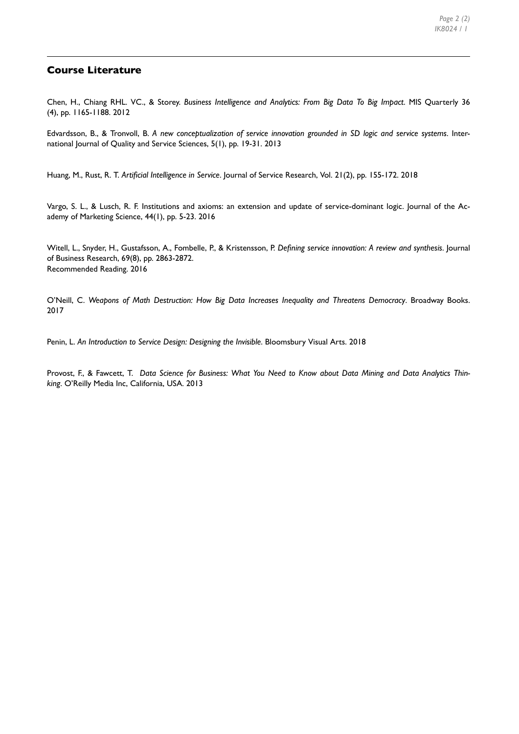## Course Literature

Chen, H., Chiang RHL. VC., & Storey. *Business Intelligence and Analytics: From Big Data To Big Impact*. MIS Quarterly 36 (4), pp. 1165-1188. 2012

Edvardsson, B., & Tronvoll, B. *A new conceptualization of service innovation grounded in SD logic and service systems*. International Journal of Quality and Service Sciences, 5(1), pp. 19-31. 2013

Huang, M., Rust, R. T. *Artificial Intelligence in Service*. Journal of Service Research, Vol. 21(2), pp. 155-172. 2018

Vargo, S. L., & Lusch, R. F. Institutions and axioms: an extension and update of service-dominant logic. Journal of the Academy of Marketing Science, 44(1), pp. 5-23. 2016

Witell, L., Snyder, H., Gustafsson, A., Fombelle, P., & Kristensson, P. *Defining service innovation: A review and synthesis*. Journal of Business Research, 69(8), pp. 2863-2872.
Recommended Reading. 2016

O'Neill, C. *Weapons of Math Destruction: How Big Data Increases Inequality and Threatens Democracy*. Broadway Books. 2017

Penin, L. *An Introduction to Service Design: Designing the Invisible*. Bloomsbury Visual Arts. 2018

Provost, F., & Fawcett, T. *Data Science for Business: What You Need to Know about Data Mining and Data Analytics Thinking*. O'Reilly Media Inc, California, USA. 2013